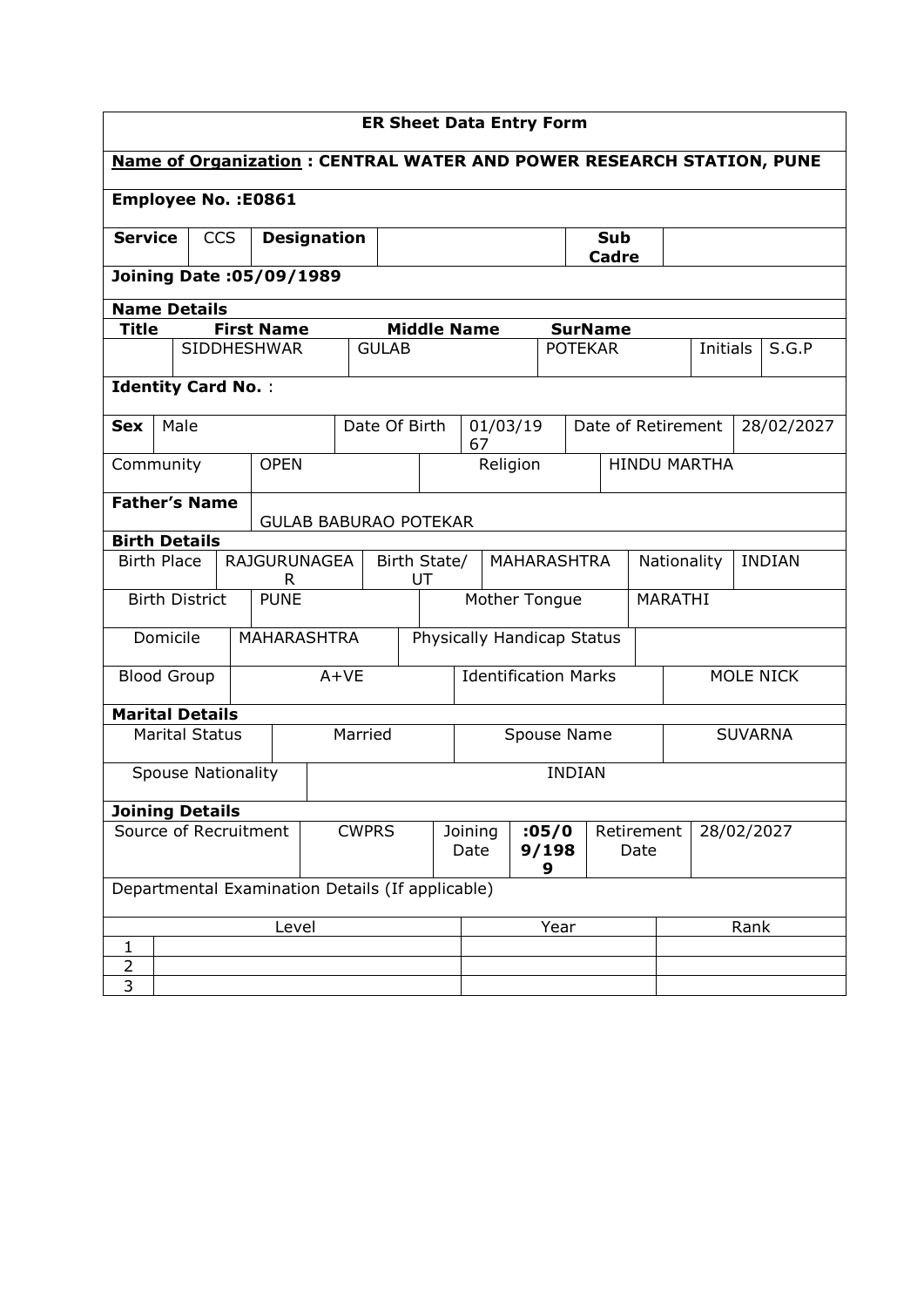**ER Sheet Data Entry Form**

**Name of Organization : CENTRAL WATER AND POWER RESEARCH STATION, PUNE**

**Employee No. :E0861**

| **Service** | CCS | **Designation** | | **Sub Cadre** | |
|---|---|---|---|---|---|

**Joining Date :05/09/1989**

**Name Details**

| **Title** | **First Name** | **Middle Name** | **SurName** | | |
|---|---|---|---|---|---|
| | SIDDHESHWAR | GULAB | POTEKAR | Initials | S.G.P |

**Identity Card No.** :

| **Sex** | Male | Date Of Birth | 01/03/1967 | Date of Retirement | 28/02/2027 |
|---|---|---|---|---|---|

| Community | OPEN | Religion | HINDU MARTHA |
|---|---|---|---|

| **Father's Name** | GULAB BABURAO POTEKAR |
|---|---|

**Birth Details**

| Birth Place | RAJGURUNAGEAR | Birth State/ UT | MAHARASHTRA | Nationality | INDIAN |
|---|---|---|---|---|---|
| Birth District | PUNE | Mother Tongue | MARATHI | | |

| Domicile | MAHARASHTRA | Physically Handicap Status | |
|---|---|---|---|
| Blood Group | A+VE | Identification Marks | MOLE NICK |

**Marital Details**

| Marital Status | Married | Spouse Name | SUVARNA |
|---|---|---|---|
| Spouse Nationality | INDIAN | | |

**Joining Details**

| Source of Recruitment | CWPRS | Joining Date | **:05/09/1989** | Retirement Date | 28/02/2027 |
|---|---|---|---|---|---|

Departmental Examination Details (If applicable)

| | Level | Year | Rank |
|---|---|---|---|
| 1 | | | |
| 2 | | | |
| 3 | | | |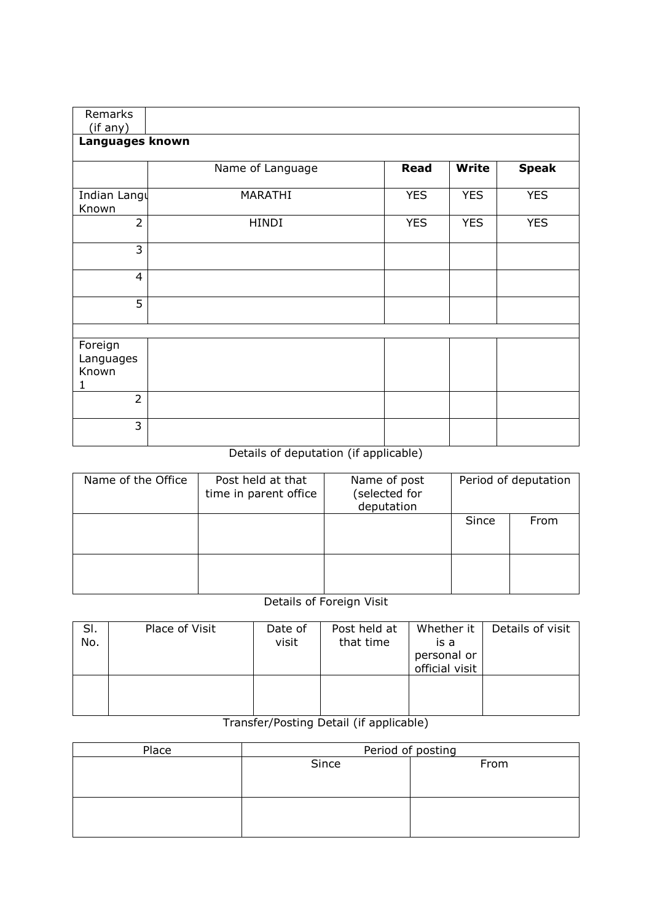| Remarks (if any) | | | | |
|---|---|---|---|---|
| **Languages known** | | | | |
| | Name of Language | **Read** | **Write** | **Speak** |
| Indian Langu Known | MARATHI | YES | YES | YES |
| 2 | HINDI | YES | YES | YES |
| 3 | | | | |
| 4 | | | | |
| 5 | | | | |
| | | | | |
| Foreign Languages Known 1 | | | | |
| 2 | | | | |
| 3 | | | | |

Details of deputation (if applicable)

| Name of the Office | Post held at that time in parent office | Name of post (selected for deputation | Period of deputation | |
|---|---|---|---|---|
| | | | Since | From |
| | | | | |

Details of Foreign Visit

| Sl. No. | Place of Visit | Date of visit | Post held at that time | Whether it is a personal or official visit | Details of visit |
|---|---|---|---|---|---|
| | | | | | |

Transfer/Posting Detail (if applicable)

| Place | Period of posting | |
|---|---|---|
| | Since | From |
| | | |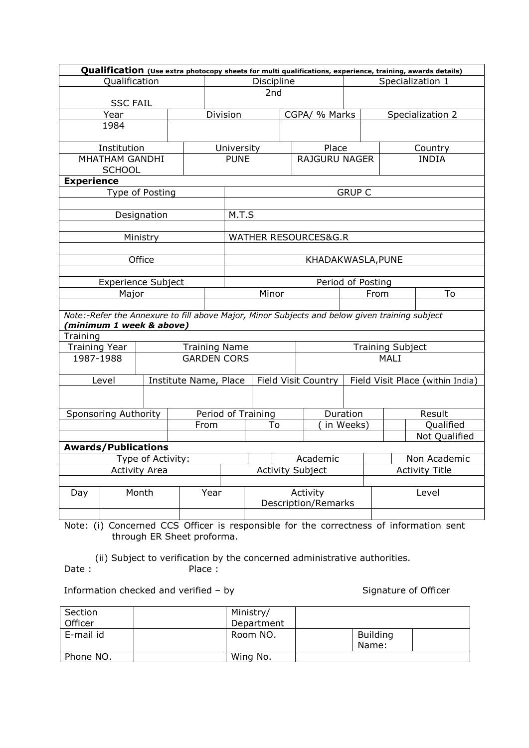**Qualification** (Use extra photocopy sheets for multi qualifications, experience, training, awards details)

| Qualification | Discipline | Specialization 1 |
|---|---|---|
| SSC FAIL | 2nd | |

| Year | Division | CGPA/ % Marks | Specialization 2 |
|---|---|---|---|
| 1984 | | | |

| Institution | University | Place | Country |
|---|---|---|---|
| MHATHAM GANDHI SCHOOL | PUNE | RAJGURU NAGER | INDIA |

**Experience**

| | |
|---|---|
| Type of Posting | GRUP C |
| Designation | M.T.S |
| Ministry | WATHER RESOURCES&G.R |
| Office | KHADAKWASLA,PUNE |

| Experience Subject | | Period of Posting | |
|---|---|---|---|
| Major | Minor | From | To |
| | | | |

Note:-Refer the Annexure to fill above Major, Minor Subjects and below given training subject ***(minimum 1 week & above)***

Training

| Training Year | Training Name | Training Subject |
|---|---|---|
| 1987-1988 | GARDEN CORS | MALI |

| Level | Institute Name, Place | Field Visit Country | Field Visit Place (within India) |
|---|---|---|---|
| | | | |

| Sponsoring Authority | Period of Training | | Duration | Result | |
|---|---|---|---|---|---|
| | From | To | ( in Weeks) | | Qualified |
| | | | | | Not Qualified |

**Awards/Publications**

| Type of Activity: | | Academic | | Non Academic |
|---|---|---|---|---|

| Activity Area | Activity Subject | Activity Title |
|---|---|---|
| | | |

| Day | Month | Year | Activity Description/Remarks | Level |
|---|---|---|---|---|
| | | | | |

Note: (i) Concerned CCS Officer is responsible for the correctness of information sent through ER Sheet proforma.

(ii) Subject to verification by the concerned administrative authorities.

Date : Place :

Information checked and verified – by Signature of Officer

| | | | | | |
|---|---|---|---|---|---|
| Section Officer | | Ministry/ Department | | | |
| E-mail id | | Room NO. | | Building Name: | |
| Phone NO. | | Wing No. | | | |